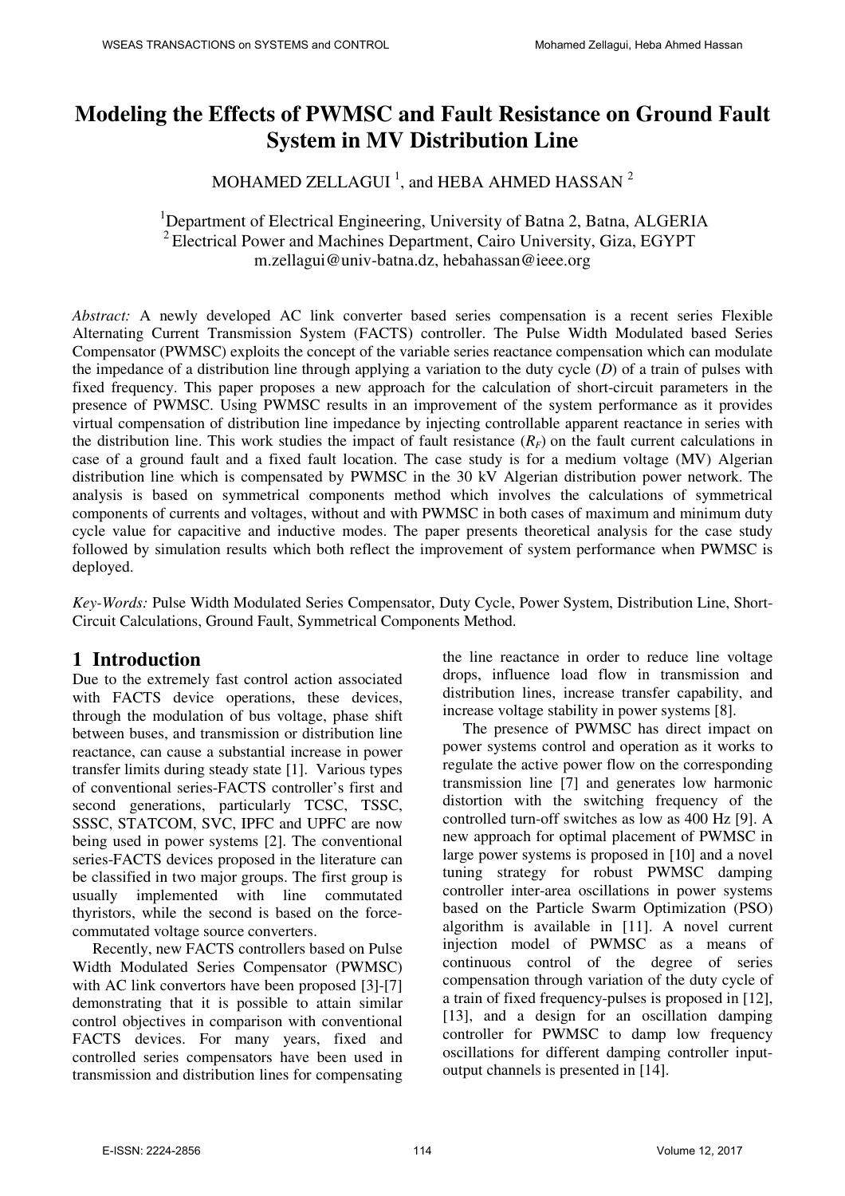# Modeling the Effects of PWMSC and Fault Resistance on Ground Fault System in MV Distribution Line

MOHAMED ZELLAGUI [1], and HEBA AHMED HASSAN [2]

[1]Department of Electrical Engineering, University of Batna 2, Batna, ALGERIA
[2]Electrical Power and Machines Department, Cairo University, Giza, EGYPT
m.zellagui@univ-batna.dz, hebahassan@ieee.org

*Abstract:* A newly developed AC link converter based series compensation is a recent series Flexible Alternating Current Transmission System (FACTS) controller. The Pulse Width Modulated based Series Compensator (PWMSC) exploits the concept of the variable series reactance compensation which can modulate the impedance of a distribution line through applying a variation to the duty cycle ($D$) of a train of pulses with fixed frequency. This paper proposes a new approach for the calculation of short-circuit parameters in the presence of PWMSC. Using PWMSC results in an improvement of the system performance as it provides virtual compensation of distribution line impedance by injecting controllable apparent reactance in series with the distribution line. This work studies the impact of fault resistance ($R_F$) on the fault current calculations in case of a ground fault and a fixed fault location. The case study is for a medium voltage (MV) Algerian distribution line which is compensated by PWMSC in the 30 kV Algerian distribution power network. The analysis is based on symmetrical components method which involves the calculations of symmetrical components of currents and voltages, without and with PWMSC in both cases of maximum and minimum duty cycle value for capacitive and inductive modes. The paper presents theoretical analysis for the case study followed by simulation results which both reflect the improvement of system performance when PWMSC is deployed.

*Key-Words:* Pulse Width Modulated Series Compensator, Duty Cycle, Power System, Distribution Line, Short-Circuit Calculations, Ground Fault, Symmetrical Components Method.

## 1 Introduction

Due to the extremely fast control action associated with FACTS device operations, these devices, through the modulation of bus voltage, phase shift between buses, and transmission or distribution line reactance, can cause a substantial increase in power transfer limits during steady state [1]. Various types of conventional series-FACTS controller's first and second generations, particularly TCSC, TSSC, SSSC, STATCOM, SVC, IPFC and UPFC are now being used in power systems [2]. The conventional series-FACTS devices proposed in the literature can be classified in two major groups. The first group is usually implemented with line commutated thyristors, while the second is based on the force-commutated voltage source converters.

Recently, new FACTS controllers based on Pulse Width Modulated Series Compensator (PWMSC) with AC link convertors have been proposed [3]-[7] demonstrating that it is possible to attain similar control objectives in comparison with conventional FACTS devices. For many years, fixed and controlled series compensators have been used in transmission and distribution lines for compensating the line reactance in order to reduce line voltage drops, influence load flow in transmission and distribution lines, increase transfer capability, and increase voltage stability in power systems [8].

The presence of PWMSC has direct impact on power systems control and operation as it works to regulate the active power flow on the corresponding transmission line [7] and generates low harmonic distortion with the switching frequency of the controlled turn-off switches as low as 400 Hz [9]. A new approach for optimal placement of PWMSC in large power systems is proposed in [10] and a novel tuning strategy for robust PWMSC damping controller inter-area oscillations in power systems based on the Particle Swarm Optimization (PSO) algorithm is available in [11]. A novel current injection model of PWMSC as a means of continuous control of the degree of series compensation through variation of the duty cycle of a train of fixed frequency-pulses is proposed in [12], [13], and a design for an oscillation damping controller for PWMSC to damp low frequency oscillations for different damping controller input-output channels is presented in [14].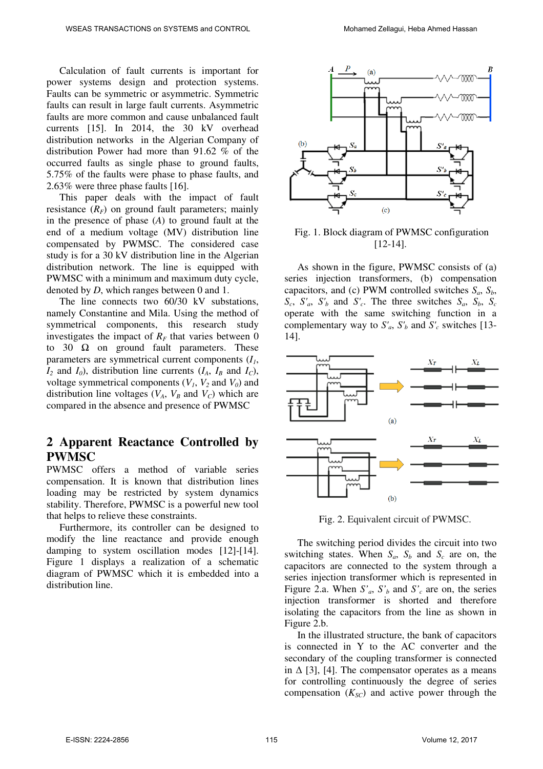Calculation of fault currents is important for power systems design and protection systems. Faults can be symmetric or asymmetric. Symmetric faults can result in large fault currents. Asymmetric faults are more common and cause unbalanced fault currents [15]. In 2014, the 30 kV overhead distribution networks in the Algerian Company of distribution Power had more than 91.62 % of the occurred faults as single phase to ground faults, 5.75% of the faults were phase to phase faults, and 2.63% were three phase faults [16].

This paper deals with the impact of fault resistance ($R_F$) on ground fault parameters; mainly in the presence of phase ($A$) to ground fault at the end of a medium voltage (MV) distribution line compensated by PWMSC. The considered case study is for a 30 kV distribution line in the Algerian distribution network. The line is equipped with PWMSC with a minimum and maximum duty cycle, denoted by $D$, which ranges between 0 and 1.

The line connects two 60/30 kV substations, namely Constantine and Mila. Using the method of symmetrical components, this research study investigates the impact of $R_F$ that varies between 0 to 30 Ω on ground fault parameters. These parameters are symmetrical current components ($I_1$, $I_2$ and $I_0$), distribution line currents ($I_A$, $I_B$ and $I_C$), voltage symmetrical components ($V_1$, $V_2$ and $V_0$) and distribution line voltages ($V_A$, $V_B$ and $V_C$) which are compared in the absence and presence of PWMSC

## 2 Apparent Reactance Controlled by PWMSC

PWMSC offers a method of variable series compensation. It is known that distribution lines loading may be restricted by system dynamics stability. Therefore, PWMSC is a powerful new tool that helps to relieve these constraints.

Furthermore, its controller can be designed to modify the line reactance and provide enough damping to system oscillation modes [12]-[14]. Figure 1 displays a realization of a schematic diagram of PWMSC which it is embedded into a distribution line.

Fig. 1. Block diagram of PWMSC configuration [12-14].

As shown in the figure, PWMSC consists of (a) series injection transformers, (b) compensation capacitors, and (c) PWM controlled switches $S_a$, $S_b$, $S_c$, $S'_a$, $S'_b$ and $S'_c$. The three switches $S_a$, $S_b$, $S_c$ operate with the same switching function in a complementary way to $S'_a$, $S'_b$ and $S'_c$ switches [13-14].

Fig. 2. Equivalent circuit of PWMSC.

The switching period divides the circuit into two switching states. When $S_a$, $S_b$ and $S_c$ are on, the capacitors are connected to the system through a series injection transformer which is represented in Figure 2.a. When $S'_a$, $S'_b$ and $S'_c$ are on, the series injection transformer is shorted and therefore isolating the capacitors from the line as shown in Figure 2.b.

In the illustrated structure, the bank of capacitors is connected in Y to the AC converter and the secondary of the coupling transformer is connected in Δ [3], [4]. The compensator operates as a means for controlling continuously the degree of series compensation ($K_{SC}$) and active power through the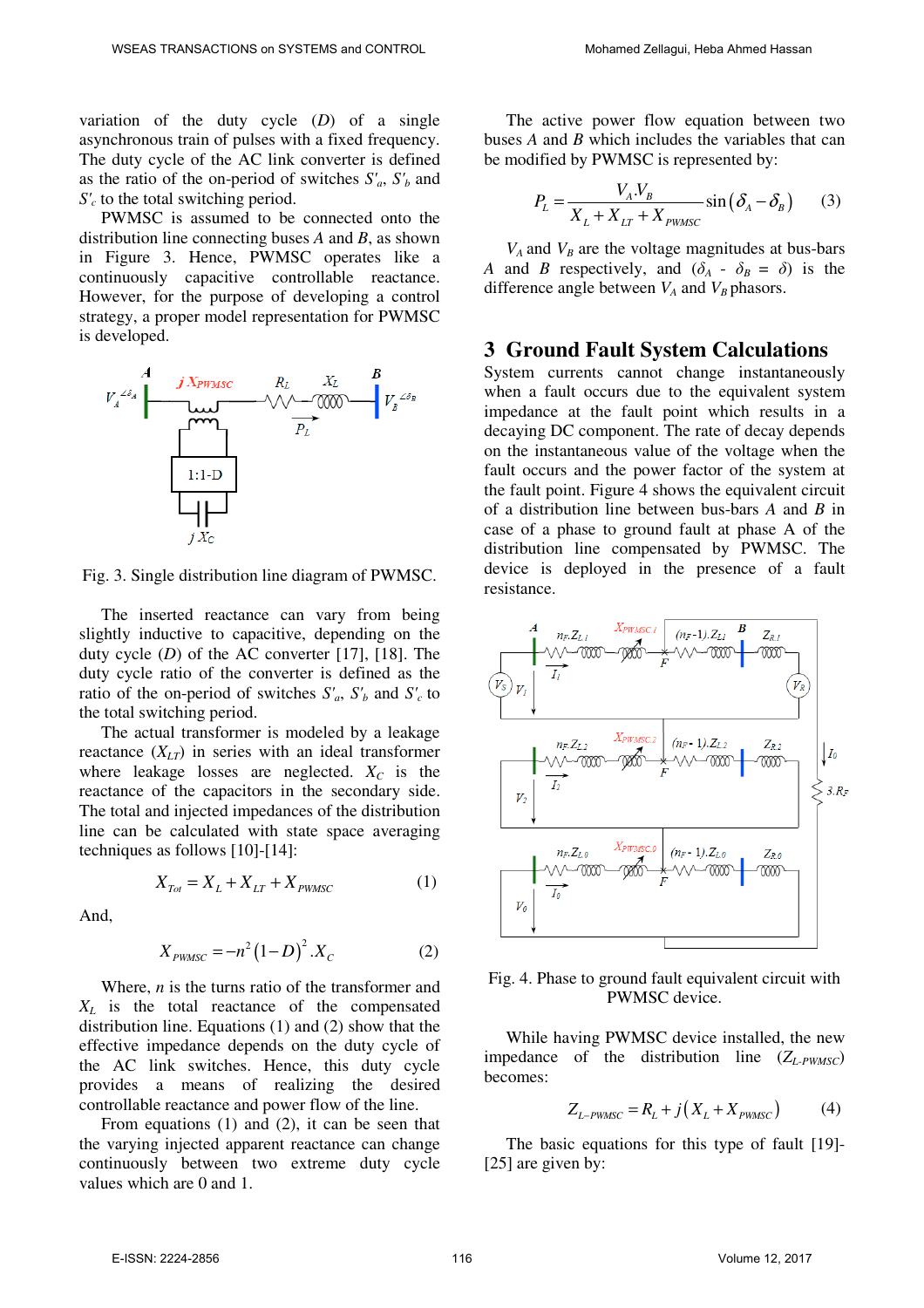variation of the duty cycle ($D$) of a single asynchronous train of pulses with a fixed frequency. The duty cycle of the AC link converter is defined as the ratio of the on-period of switches $S'_a$, $S'_b$ and $S'_c$ to the total switching period.

PWMSC is assumed to be connected onto the distribution line connecting buses $A$ and $B$, as shown in Figure 3. Hence, PWMSC operates like a continuously capacitive controllable reactance. However, for the purpose of developing a control strategy, a proper model representation for PWMSC is developed.

Fig. 3. Single distribution line diagram of PWMSC.

The inserted reactance can vary from being slightly inductive to capacitive, depending on the duty cycle ($D$) of the AC converter [17], [18]. The duty cycle ratio of the converter is defined as the ratio of the on-period of switches $S'_a$, $S'_b$ and $S'_c$ to the total switching period.

The actual transformer is modeled by a leakage reactance ($X_{LT}$) in series with an ideal transformer where leakage losses are neglected. $X_C$ is the reactance of the capacitors in the secondary side. The total and injected impedances of the distribution line can be calculated with state space averaging techniques as follows [10]-[14]:

$$X_{Tot} = X_L + X_{LT} + X_{PWMSC} \tag{1}$$

And,

$$X_{PWMSC} = -n^2 (1-D)^2 . X_C \tag{2}$$

Where, $n$ is the turns ratio of the transformer and $X_L$ is the total reactance of the compensated distribution line. Equations (1) and (2) show that the effective impedance depends on the duty cycle of the AC link switches. Hence, this duty cycle provides a means of realizing the desired controllable reactance and power flow of the line.

From equations (1) and (2), it can be seen that the varying injected apparent reactance can change continuously between two extreme duty cycle values which are 0 and 1.

The active power flow equation between two buses $A$ and $B$ which includes the variables that can be modified by PWMSC is represented by:

$$P_L = \frac{V_A . V_B}{X_L + X_{LT} + X_{PWMSC}} \sin(\delta_A - \delta_B) \tag{3}$$

$V_A$ and $V_B$ are the voltage magnitudes at bus-bars $A$ and $B$ respectively, and ($\delta_A$ - $\delta_B$ = $\delta$) is the difference angle between $V_A$ and $V_B$ phasors.

## 3 Ground Fault System Calculations

System currents cannot change instantaneously when a fault occurs due to the equivalent system impedance at the fault point which results in a decaying DC component. The rate of decay depends on the instantaneous value of the voltage when the fault occurs and the power factor of the system at the fault point. Figure 4 shows the equivalent circuit of a distribution line between bus-bars $A$ and $B$ in case of a phase to ground fault at phase A of the distribution line compensated by PWMSC. The device is deployed in the presence of a fault resistance.

Fig. 4. Phase to ground fault equivalent circuit with PWMSC device.

While having PWMSC device installed, the new impedance of the distribution line ($Z_{L\text{-}PWMSC}$) becomes:

$$Z_{L-PWMSC} = R_L + j(X_L + X_{PWMSC}) \tag{4}$$

The basic equations for this type of fault [19]-[25] are given by: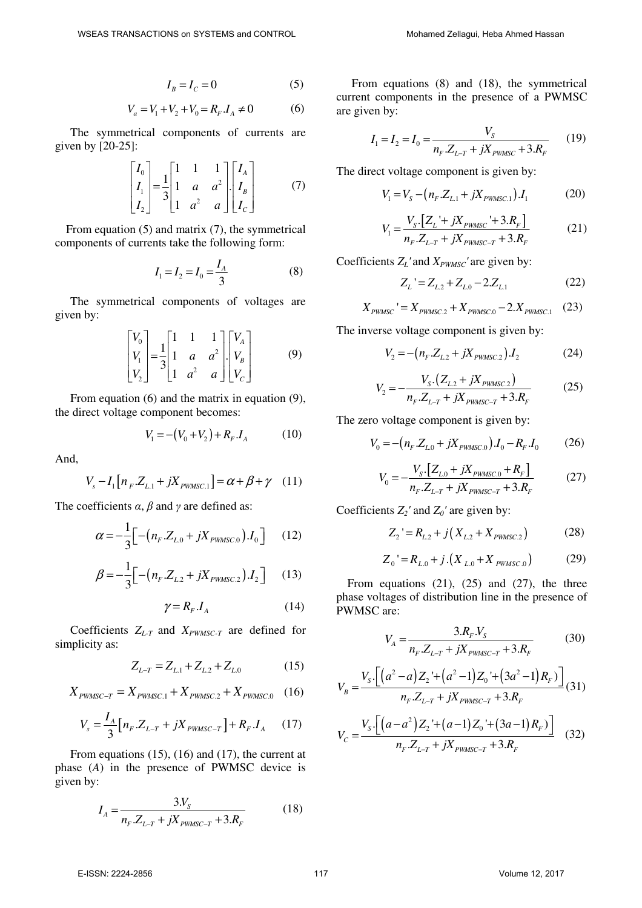$$I_B = I_C = 0 \tag{5}$$

$$V_a = V_1 + V_2 + V_0 = R_F . I_A \neq 0 \tag{6}$$

The symmetrical components of currents are given by [20-25]:

$$\begin{bmatrix} I_0 \\ I_1 \\ I_2 \end{bmatrix} = \frac{1}{3} \begin{bmatrix} 1 & 1 & 1 \\ 1 & a & a^2 \\ 1 & a^2 & a \end{bmatrix} . \begin{bmatrix} I_A \\ I_B \\ I_C \end{bmatrix} \tag{7}$$

From equation (5) and matrix (7), the symmetrical components of currents take the following form:

$$I_1 = I_2 = I_0 = \frac{I_A}{3} \tag{8}$$

The symmetrical components of voltages are given by:

$$\begin{bmatrix} V_0 \\ V_1 \\ V_2 \end{bmatrix} = \frac{1}{3} \begin{bmatrix} 1 & 1 & 1 \\ 1 & a & a^2 \\ 1 & a^2 & a \end{bmatrix} . \begin{bmatrix} V_A \\ V_B \\ V_C \end{bmatrix} \tag{9}$$

From equation (6) and the matrix in equation (9), the direct voltage component becomes:

$$V_1 = -\left(V_0 + V_2\right) + R_F . I_A \tag{10}$$

And,

$$V_s - I_1\left[n_F . Z_{L.1} + jX_{PWMSC.1}\right] = \alpha + \beta + \gamma \tag{11}$$

The coefficients $\alpha$, $\beta$ and $\gamma$ are defined as:

$$\alpha = -\frac{1}{3}\left[-\left(n_F . Z_{L.0} + jX_{PWMSC.0}\right). I_0\right] \tag{12}$$

$$\beta = -\frac{1}{3}\left[-\left(n_F . Z_{L.2} + jX_{PWMSC.2}\right). I_2\right] \tag{13}$$

$$\gamma = R_F . I_A \tag{14}$$

Coefficients $Z_{L-T}$ and $X_{PWMSC-T}$ are defined for simplicity as:

$$Z_{L-T} = Z_{L.1} + Z_{L.2} + Z_{L.0} \tag{15}$$

$$X_{PWMSC-T} = X_{PWMSC.1} + X_{PWMSC.2} + X_{PWMSC.0} \tag{16}$$

$$V_s = \frac{I_A}{3}\left[n_F . Z_{L-T} + jX_{PWMSC-T}\right] + R_F . I_A \tag{17}$$

From equations (15), (16) and (17), the current at phase ($A$) in the presence of PWMSC device is given by:

$$I_A = \frac{3.V_S}{n_F . Z_{L-T} + jX_{PWMSC-T} + 3.R_F} \tag{18}$$

From equations (8) and (18), the symmetrical current components in the presence of a PWMSC are given by:

$$I_1 = I_2 = I_0 = \frac{V_S}{n_F . Z_{L-T} + jX_{PWMSC} + 3.R_F} \tag{19}$$

The direct voltage component is given by:

$$V_1 = V_S - \left(n_F . Z_{L.1} + jX_{PWMSC.1}\right). I_1 \tag{20}$$

$$V_1 = \frac{V_S . \left[Z_L ' + jX_{PWMSC} ' + 3.R_F\right]}{n_F . Z_{L-T} + jX_{PWMSC-T} + 3.R_F} \tag{21}$$

Coefficients $Z_L'$ and $X_{PWMSC}'$ are given by:

$$Z_L ' = Z_{L.2} + Z_{L.0} - 2.Z_{L.1} \tag{22}$$

$$X_{PWMSC} ' = X_{PWMSC.2} + X_{PWMSC.0} - 2.X_{PWMSC.1} \tag{23}$$

The inverse voltage component is given by:

$$V_2 = -\left(n_F . Z_{L.2} + jX_{PWMSC.2}\right). I_2 \tag{24}$$

$$V_2 = -\frac{V_S . \left(Z_{L.2} + jX_{PWMSC.2}\right)}{n_F . Z_{L-T} + jX_{PWMSC-T} + 3.R_F} \tag{25}$$

The zero voltage component is given by:

$$V_0 = -\left(n_F . Z_{L.0} + jX_{PWMSC.0}\right). I_0 - R_F . I_0 \tag{26}$$

$$V_0 = -\frac{V_S . \left[Z_{L.0} + jX_{PWMSC.0} + R_F\right]}{n_F . Z_{L-T} + jX_{PWMSC-T} + 3.R_F} \tag{27}$$

Coefficients $Z_2'$ and $Z_0'$ are given by:

$$Z_2 ' = R_{L.2} + j\left(X_{L.2} + X_{PWMSC.2}\right) \tag{28}$$

$$Z_0 ' = R_{L.0} + j.\left(X_{L.0} + X_{PWMSC.0}\right) \tag{29}$$

From equations (21), (25) and (27), the three phase voltages of distribution line in the presence of PWMSC are:

$$V_A = \frac{3.R_F . V_S}{n_F . Z_{L-T} + jX_{PWMSC-T} + 3.R_F} \tag{30}$$

$$V_B = \frac{V_S . \left[\left(a^2 - a\right) Z_2 ' + \left(a^2 - 1\right) Z_0 ' + \left(3a^2 - 1\right) R_F \right)\right]}{n_F . Z_{L-T} + jX_{PWMSC-T} + 3.R_F} \tag{31}$$

$$V_C = \frac{V_S . \left[\left(a - a^2\right) Z_2 ' + \left(a - 1\right) Z_0 ' + \left(3a - 1\right) R_F \right)\right]}{n_F . Z_{L-T} + jX_{PWMSC-T} + 3.R_F} \tag{32}$$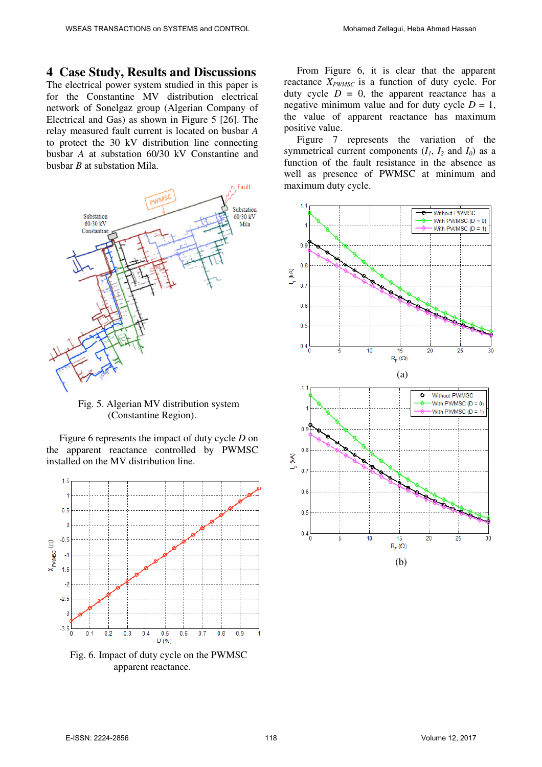## 4 Case Study, Results and Discussions

The electrical power system studied in this paper is for the Constantine MV distribution electrical network of Sonelgaz group (Algerian Company of Electrical and Gas) as shown in Figure 5 [26]. The relay measured fault current is located on busbar *A* to protect the 30 kV distribution line connecting busbar *A* at substation 60/30 kV Constantine and busbar *B* at substation Mila.

Fig. 5. Algerian MV distribution system (Constantine Region).

Figure 6 represents the impact of duty cycle *D* on the apparent reactance controlled by PWMSC installed on the MV distribution line.

Fig. 6. Impact of duty cycle on the PWMSC apparent reactance.

From Figure 6, it is clear that the apparent reactance $X_{PWMSC}$ is a function of duty cycle. For duty cycle $D = 0$, the apparent reactance has a negative minimum value and for duty cycle $D = 1$, the value of apparent reactance has maximum positive value.

Figure 7 represents the variation of the symmetrical current components ($I_1$, $I_2$ and $I_0$) as a function of the fault resistance in the absence as well as presence of PWMSC at minimum and maximum duty cycle.

(a)

(b)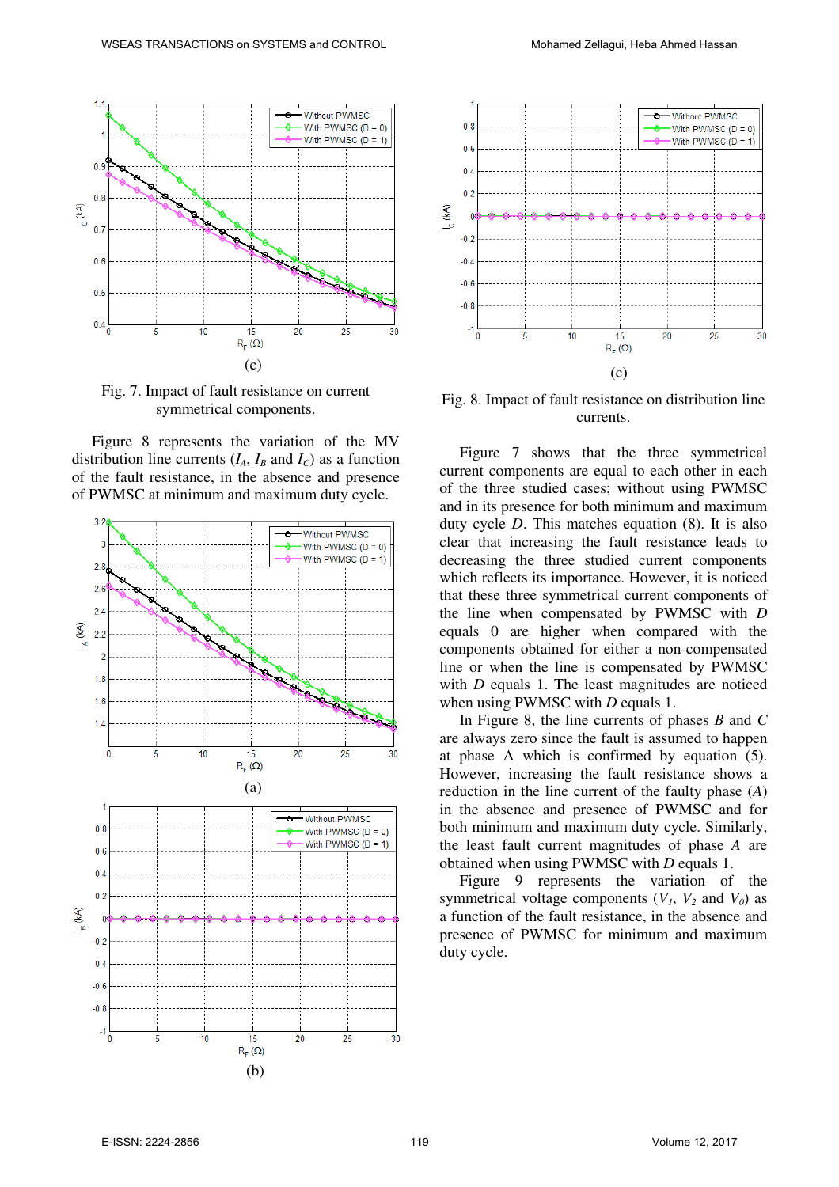(c)

Fig. 7. Impact of fault resistance on current symmetrical components.

Figure 8 represents the variation of the MV distribution line currents ($I_A$, $I_B$ and $I_C$) as a function of the fault resistance, in the absence and presence of PWMSC at minimum and maximum duty cycle.

(a)

(b)

(c)

Fig. 8. Impact of fault resistance on distribution line currents.

Figure 7 shows that the three symmetrical current components are equal to each other in each of the three studied cases; without using PWMSC and in its presence for both minimum and maximum duty cycle *D*. This matches equation (8). It is also clear that increasing the fault resistance leads to decreasing the three studied current components which reflects its importance. However, it is noticed that these three symmetrical current components of the line when compensated by PWMSC with *D* equals 0 are higher when compared with the components obtained for either a non-compensated line or when the line is compensated by PWMSC with *D* equals 1. The least magnitudes are noticed when using PWMSC with *D* equals 1.

In Figure 8, the line currents of phases *B* and *C* are always zero since the fault is assumed to happen at phase A which is confirmed by equation (5). However, increasing the fault resistance shows a reduction in the line current of the faulty phase (*A*) in the absence and presence of PWMSC and for both minimum and maximum duty cycle. Similarly, the least fault current magnitudes of phase *A* are obtained when using PWMSC with *D* equals 1.

Figure 9 represents the variation of the symmetrical voltage components ($V_1$, $V_2$ and $V_0$) as a function of the fault resistance, in the absence and presence of PWMSC for minimum and maximum duty cycle.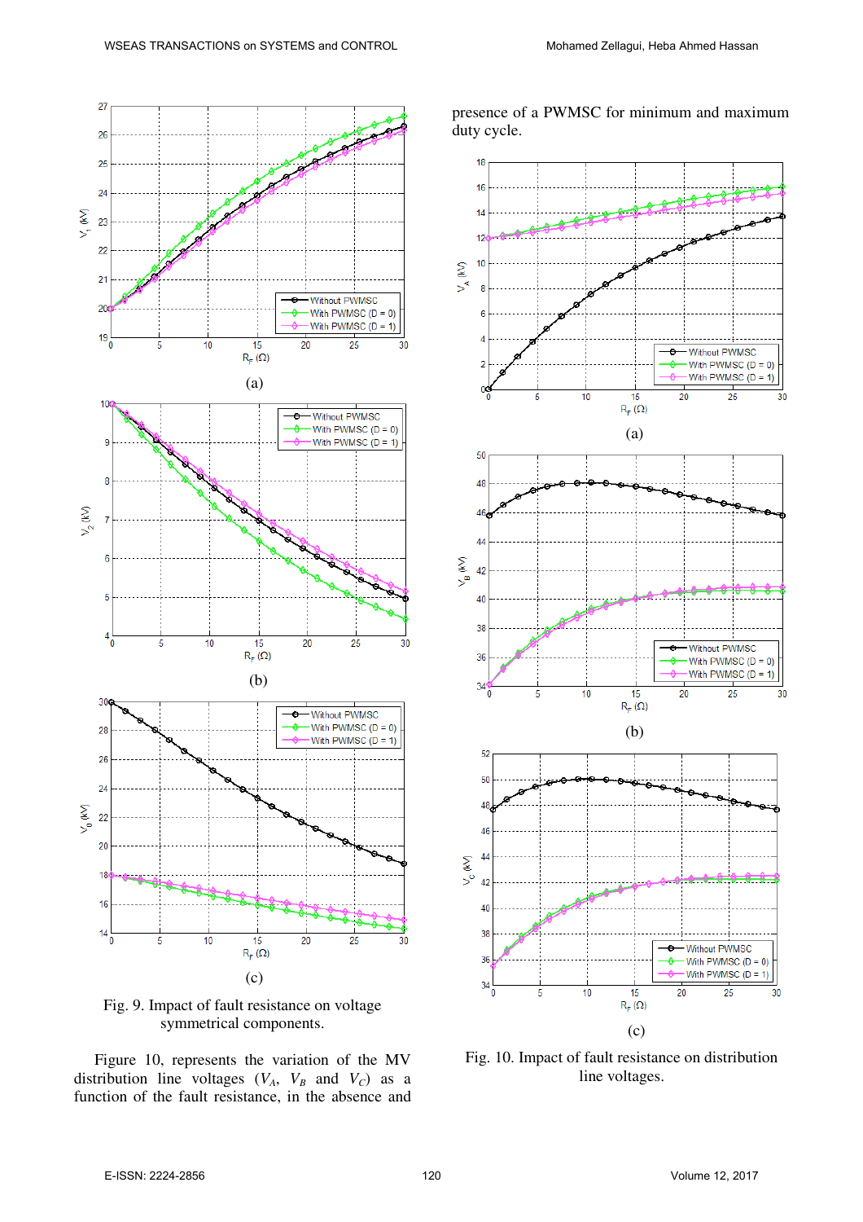Fig. 9. Impact of fault resistance on voltage symmetrical components.

Figure 10, represents the variation of the MV distribution line voltages ($V_A$, $V_B$ and $V_C$) as a function of the fault resistance, in the absence and presence of a PWMSC for minimum and maximum duty cycle.

Fig. 10. Impact of fault resistance on distribution line voltages.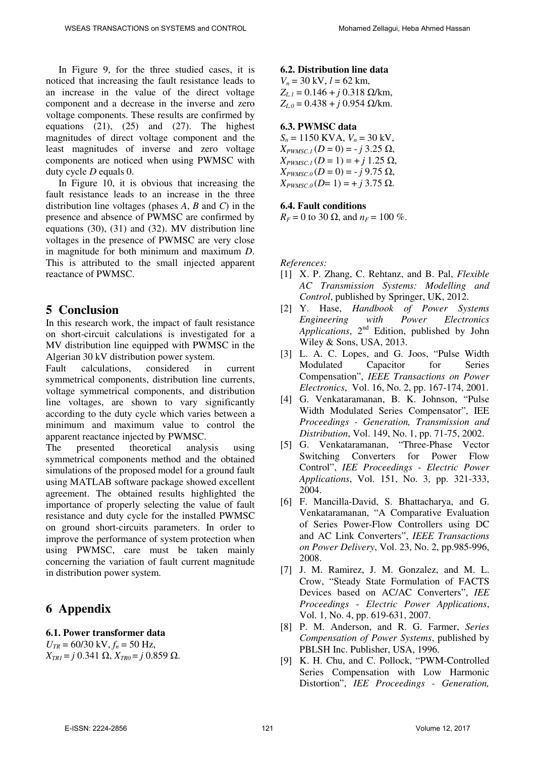In Figure 9, for the three studied cases, it is noticed that increasing the fault resistance leads to an increase in the value of the direct voltage component and a decrease in the inverse and zero voltage components. These results are confirmed by equations (21), (25) and (27). The highest magnitudes of direct voltage component and the least magnitudes of inverse and zero voltage components are noticed when using PWMSC with duty cycle $D$ equals 0.

In Figure 10, it is obvious that increasing the fault resistance leads to an increase in the three distribution line voltages (phases $A$, $B$ and $C$) in the presence and absence of PWMSC are confirmed by equations (30), (31) and (32). MV distribution line voltages in the presence of PWMSC are very close in magnitude for both minimum and maximum $D$. This is attributed to the small injected apparent reactance of PWMSC.

## 5 Conclusion

In this research work, the impact of fault resistance on short-circuit calculations is investigated for a MV distribution line equipped with PWMSC in the Algerian 30 kV distribution power system.

Fault calculations, considered in current symmetrical components, distribution line currents, voltage symmetrical components, and distribution line voltages, are shown to vary significantly according to the duty cycle which varies between a minimum and maximum value to control the apparent reactance injected by PWMSC.

The presented theoretical analysis using symmetrical components method and the obtained simulations of the proposed model for a ground fault using MATLAB software package showed excellent agreement. The obtained results highlighted the importance of properly selecting the value of fault resistance and duty cycle for the installed PWMSC on ground short-circuits parameters. In order to improve the performance of system protection when using PWMSC, care must be taken mainly concerning the variation of fault current magnitude in distribution power system.

## 6 Appendix

### 6.1. Power transformer data

$U_{TR}$ = 60/30 kV, $f_n$ = 50 Hz,
$X_{TR1} = j\,0.341\ \Omega$, $X_{TR0} = j\,0.859\ \Omega$.

### 6.2. Distribution line data

$V_n$ = 30 kV, $l$ = 62 km,
$Z_{L.1} = 0.146 + j\,0.318\ \Omega$/km,
$Z_{L.0} = 0.438 + j\,0.954\ \Omega$/km.

### 6.3. PWMSC data

$S_n$ = 1150 KVA, $V_n$ = 30 kV,
$X_{PWMSC.1}(D = 0) = -j\,3.25\ \Omega$,
$X_{PWMSC.1}(D = 1) = +j\,1.25\ \Omega$,
$X_{PWMSC.0}(D = 0) = -j\,9.75\ \Omega$,
$X_{PWMSC.0}(D = 1) = +j\,3.75\ \Omega$.

### 6.4. Fault conditions

$R_F$ = 0 to 30 Ω, and $n_F$ = 100 %.

*References:*

[1] X. P. Zhang, C. Rehtanz, and B. Pal, *Flexible AC Transmission Systems: Modelling and Control*, published by Springer, UK, 2012.

[2] Y. Hase, *Handbook of Power Systems Engineering with Power Electronics Applications*, 2nd Edition, published by John Wiley & Sons, USA, 2013.

[3] L. A. C. Lopes, and G. Joos, "Pulse Width Modulated Capacitor for Series Compensation", *IEEE Transactions on Power Electronics*, Vol. 16, No. 2, pp. 167-174, 2001.

[4] G. Venkataramanan, B. K. Johnson, "Pulse Width Modulated Series Compensator", IEE *Proceedings - Generation, Transmission and Distribution*, Vol. 149, No. 1, pp. 71-75, 2002.

[5] G. Venkataramanan, "Three-Phase Vector Switching Converters for Power Flow Control", *IEE Proceedings - Electric Power Applications*, Vol. 151, No. 3, pp. 321-333, 2004.

[6] F. Mancilla-David, S. Bhattacharya, and G. Venkataramanan, "A Comparative Evaluation of Series Power-Flow Controllers using DC and AC Link Converters", *IEEE Transactions on Power Delivery*, Vol. 23, No. 2, pp.985-996, 2008.

[7] J. M. Ramirez, J. M. Gonzalez, and M. L. Crow, "Steady State Formulation of FACTS Devices based on AC/AC Converters", *IEE Proceedings - Electric Power Applications*, Vol. 1, No. 4, pp. 619-631, 2007.

[8] P. M. Anderson, and R. G. Farmer, *Series Compensation of Power Systems*, published by PBLSH Inc. Publisher, USA, 1996.

[9] K. H. Chu, and C. Pollock, "PWM-Controlled Series Compensation with Low Harmonic Distortion", *IEE Proceedings - Generation,*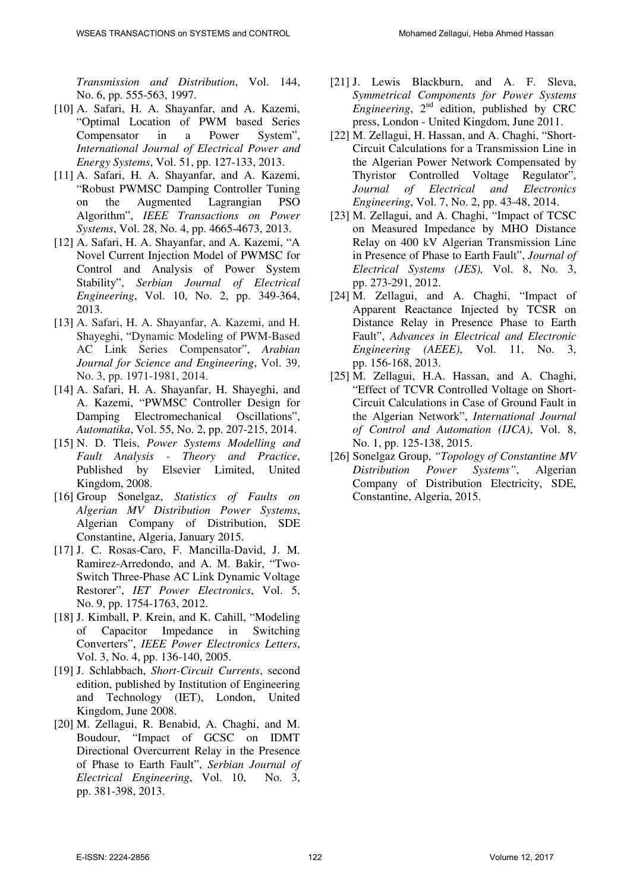*Transmission and Distribution*, Vol. 144, No. 6, pp. 555-563, 1997.

[10] A. Safari, H. A. Shayanfar, and A. Kazemi, "Optimal Location of PWM based Series Compensator in a Power System", *International Journal of Electrical Power and Energy Systems*, Vol. 51, pp. 127-133, 2013.

[11] A. Safari, H. A. Shayanfar, and A. Kazemi, "Robust PWMSC Damping Controller Tuning on the Augmented Lagrangian PSO Algorithm", *IEEE Transactions on Power Systems*, Vol. 28, No. 4, pp. 4665-4673, 2013.

[12] A. Safari, H. A. Shayanfar, and A. Kazemi, "A Novel Current Injection Model of PWMSC for Control and Analysis of Power System Stability", *Serbian Journal of Electrical Engineering*, Vol. 10, No. 2, pp. 349-364, 2013.

[13] A. Safari, H. A. Shayanfar, A. Kazemi, and H. Shayeghi, "Dynamic Modeling of PWM-Based AC Link Series Compensator", *Arabian Journal for Science and Engineering*, Vol. 39, No. 3, pp. 1971-1981, 2014.

[14] A. Safari, H. A. Shayanfar, H. Shayeghi, and A. Kazemi, "PWMSC Controller Design for Damping Electromechanical Oscillations", *Automatika*, Vol. 55, No. 2, pp. 207-215, 2014.

[15] N. D. Tleis, *Power Systems Modelling and Fault Analysis - Theory and Practice*, Published by Elsevier Limited, United Kingdom, 2008.

[16] Group Sonelgaz, *Statistics of Faults on Algerian MV Distribution Power Systems*, Algerian Company of Distribution, SDE Constantine, Algeria, January 2015.

[17] J. C. Rosas-Caro, F. Mancilla-David, J. M. Ramirez-Arredondo, and A. M. Bakir, "Two-Switch Three-Phase AC Link Dynamic Voltage Restorer", *IET Power Electronics*, Vol. 5, No. 9, pp. 1754-1763, 2012.

[18] J. Kimball, P. Krein, and K. Cahill, "Modeling of Capacitor Impedance in Switching Converters", *IEEE Power Electronics Letters*, Vol. 3, No. 4, pp. 136-140, 2005.

[19] J. Schlabbach, *Short-Circuit Currents*, second edition, published by Institution of Engineering and Technology (IET), London, United Kingdom, June 2008.

[20] M. Zellagui, R. Benabid, A. Chaghi, and M. Boudour, "Impact of GCSC on IDMT Directional Overcurrent Relay in the Presence of Phase to Earth Fault", *Serbian Journal of Electrical Engineering*, Vol. 10, No. 3, pp. 381-398, 2013.

[21] J. Lewis Blackburn, and A. F. Sleva, *Symmetrical Components for Power Systems Engineering*, 2nd edition, published by CRC press, London - United Kingdom, June 2011.

[22] M. Zellagui, H. Hassan, and A. Chaghi, "Short-Circuit Calculations for a Transmission Line in the Algerian Power Network Compensated by Thyristor Controlled Voltage Regulator", *Journal of Electrical and Electronics Engineering*, Vol. 7, No. 2, pp. 43-48, 2014.

[23] M. Zellagui, and A. Chaghi, "Impact of TCSC on Measured Impedance by MHO Distance Relay on 400 kV Algerian Transmission Line in Presence of Phase to Earth Fault", *Journal of Electrical Systems (JES),* Vol. 8, No. 3, pp. 273-291, 2012.

[24] M. Zellagui, and A. Chaghi, "Impact of Apparent Reactance Injected by TCSR on Distance Relay in Presence Phase to Earth Fault", *Advances in Electrical and Electronic Engineering (AEEE)*, Vol. 11, No. 3, pp. 156-168, 2013.

[25] M. Zellagui, H.A. Hassan, and A. Chaghi, "Effect of TCVR Controlled Voltage on Short-Circuit Calculations in Case of Ground Fault in the Algerian Network", *International Journal of Control and Automation (IJCA)*, Vol. 8, No. 1, pp. 125-138, 2015.

[26] Sonelgaz Group, *"Topology of Constantine MV Distribution Power Systems"*, Algerian Company of Distribution Electricity, SDE, Constantine, Algeria, 2015.